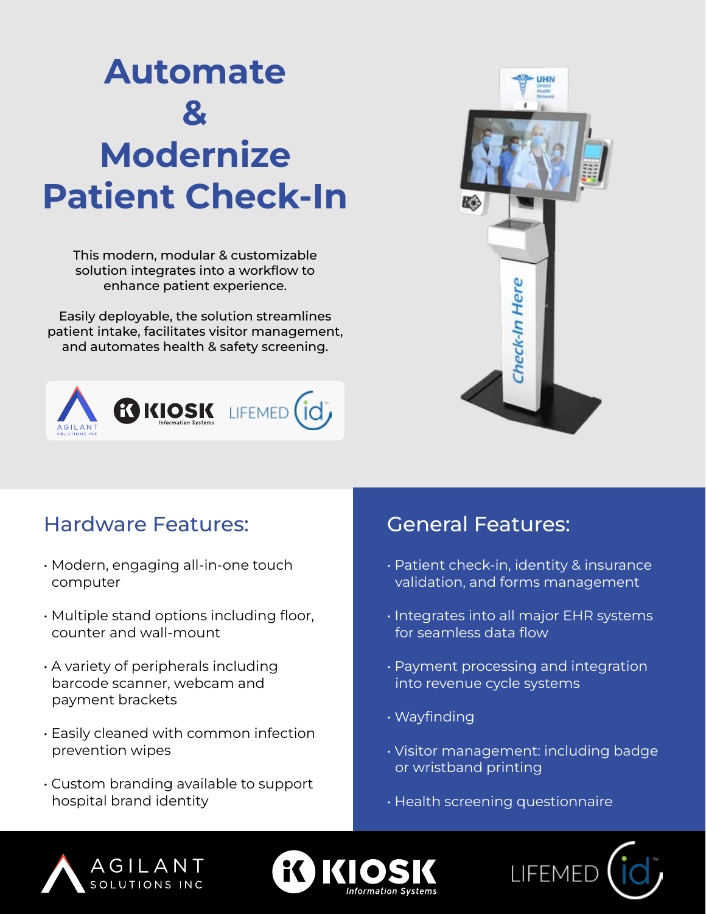# Automate & Modernize Patient Check-In

This modern, modular & customizable solution integrates into a workflow to enhance patient experience.

Easily deployable, the solution streamlines patient intake, facilitates visitor management, and automates health & safety screening.

## Hardware Features:

- Modern, engaging all-in-one touch computer
- Multiple stand options including floor, counter and wall-mount
- A variety of peripherals including barcode scanner, webcam and payment brackets
- Easily cleaned with common infection prevention wipes
- Custom branding available to support hospital brand identity

## General Features:

- Patient check-in, identity & insurance validation, and forms management
- Integrates into all major EHR systems for seamless data flow
- Payment processing and integration into revenue cycle systems
- Wayfinding
- Visitor management: including badge or wristband printing
- Health screening questionnaire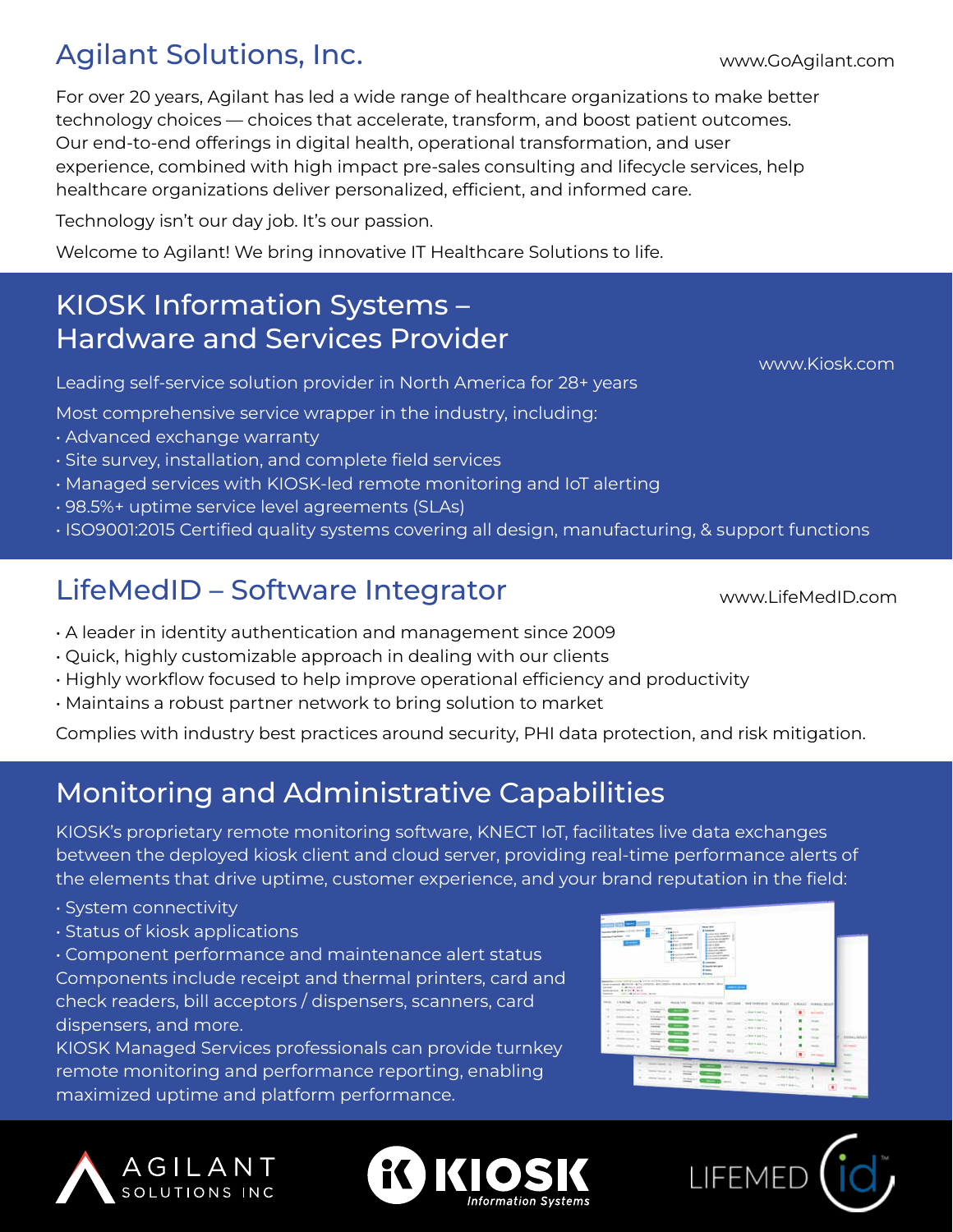## Agilant Solutions, Inc.

www.GoAgilant.com

For over 20 years, Agilant has led a wide range of healthcare organizations to make better technology choices — choices that accelerate, transform, and boost patient outcomes. Our end-to-end offerings in digital health, operational transformation, and user experience, combined with high impact pre-sales consulting and lifecycle services, help healthcare organizations deliver personalized, efficient, and informed care.

Technology isn't our day job. It's our passion.

Welcome to Agilant! We bring innovative IT Healthcare Solutions to life.

## KIOSK Information Systems – Hardware and Services Provider

www.Kiosk.com

Leading self-service solution provider in North America for 28+ years

Most comprehensive service wrapper in the industry, including:

- Advanced exchange warranty
- Site survey, installation, and complete field services
- Managed services with KIOSK-led remote monitoring and IoT alerting
- 98.5%+ uptime service level agreements (SLAs)
- ISO9001:2015 Certified quality systems covering all design, manufacturing, & support functions

## LifeMedID – Software Integrator

www.LifeMedID.com

- A leader in identity authentication and management since 2009
- Quick, highly customizable approach in dealing with our clients
- Highly workflow focused to help improve operational efficiency and productivity
- Maintains a robust partner network to bring solution to market

Complies with industry best practices around security, PHI data protection, and risk mitigation.

## Monitoring and Administrative Capabilities

KIOSK's proprietary remote monitoring software, KNECT IoT, facilitates live data exchanges between the deployed kiosk client and cloud server, providing real-time performance alerts of the elements that drive uptime, customer experience, and your brand reputation in the field:

- System connectivity
- Status of kiosk applications
- Component performance and maintenance alert status

Components include receipt and thermal printers, card and check readers, bill acceptors / dispensers, scanners, card dispensers, and more.

KIOSK Managed Services professionals can provide turnkey remote monitoring and performance reporting, enabling maximized uptime and platform performance.

AGILANT SOLUTIONS INC

KIOSK Information Systems

LIFEMED id